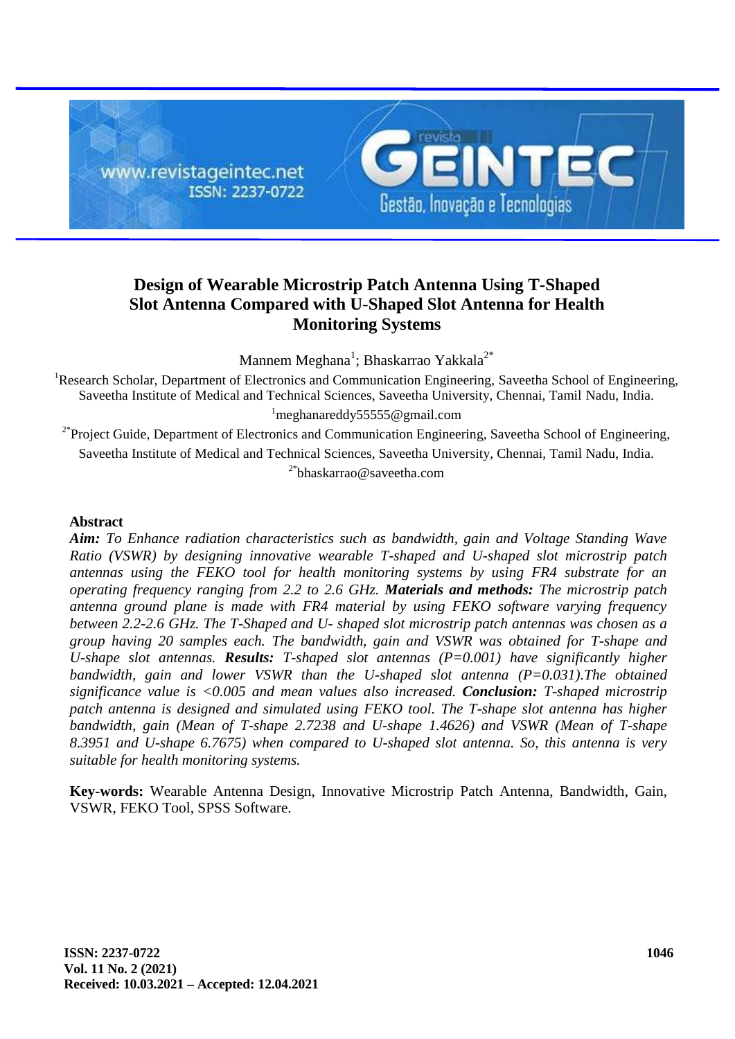# Design of Wearable Microstrip Patch Antenna Using T-Shaped Slot Antenna Compared with U-Shaped Slot Antenna for Health Monitoring Systems

Mannem Meghana[1]; Bhaskarrao Yakkala[2*]

[1]Research Scholar, Department of Electronics and Communication Engineering, Saveetha School of Engineering, Saveetha Institute of Medical and Technical Sciences, Saveetha University, Chennai, Tamil Nadu, India.
[1]meghanareddy55555@gmail.com

[2*]Project Guide, Department of Electronics and Communication Engineering, Saveetha School of Engineering, Saveetha Institute of Medical and Technical Sciences, Saveetha University, Chennai, Tamil Nadu, India.
[2*]bhaskarrao@saveetha.com

## Abstract

***Aim:*** *To Enhance radiation characteristics such as bandwidth, gain and Voltage Standing Wave Ratio (VSWR) by designing innovative wearable T-shaped and U-shaped slot microstrip patch antennas using the FEKO tool for health monitoring systems by using FR4 substrate for an operating frequency ranging from 2.2 to 2.6 GHz.* ***Materials and methods:*** *The microstrip patch antenna ground plane is made with FR4 material by using FEKO software varying frequency between 2.2-2.6 GHz. The T-Shaped and U- shaped slot microstrip patch antennas was chosen as a group having 20 samples each. The bandwidth, gain and VSWR was obtained for T-shape and U-shape slot antennas.* ***Results:*** *T-shaped slot antennas (P=0.001) have significantly higher bandwidth, gain and lower VSWR than the U-shaped slot antenna (P=0.031).The obtained significance value is <0.005 and mean values also increased.* ***Conclusion:*** *T-shaped microstrip patch antenna is designed and simulated using FEKO tool. The T-shape slot antenna has higher bandwidth, gain (Mean of T-shape 2.7238 and U-shape 1.4626) and VSWR (Mean of T-shape 8.3951 and U-shape 6.7675) when compared to U-shaped slot antenna. So, this antenna is very suitable for health monitoring systems.*

**Key-words:** Wearable Antenna Design, Innovative Microstrip Patch Antenna, Bandwidth, Gain, VSWR, FEKO Tool, SPSS Software.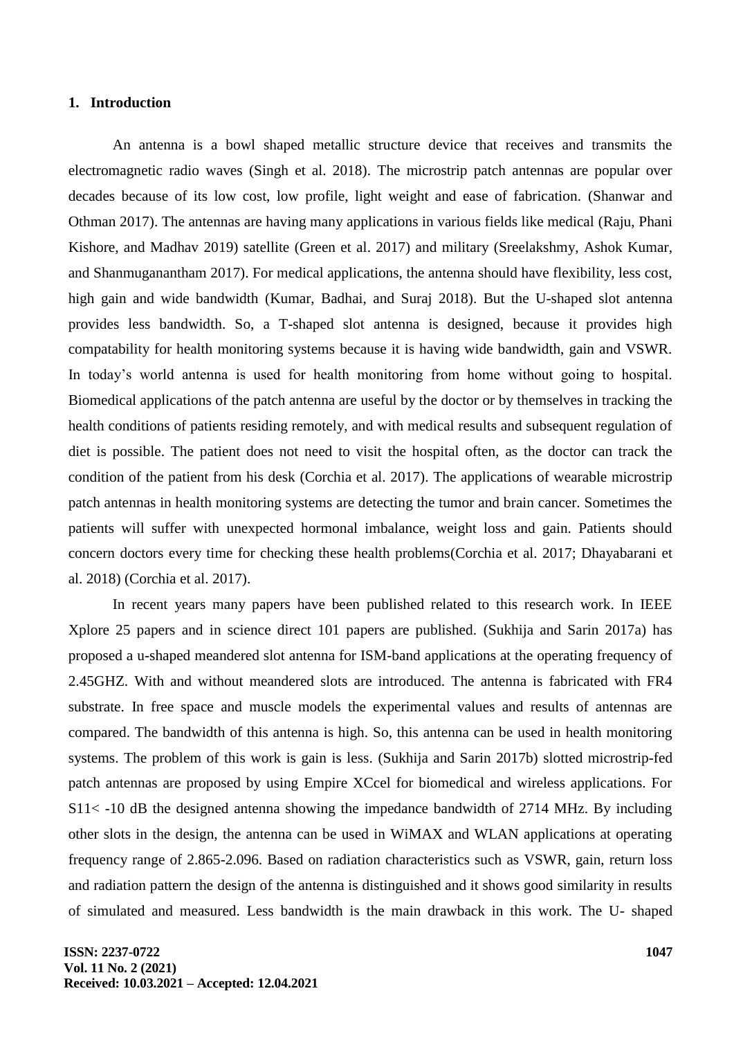## 1. Introduction

An antenna is a bowl shaped metallic structure device that receives and transmits the electromagnetic radio waves (Singh et al. 2018). The microstrip patch antennas are popular over decades because of its low cost, low profile, light weight and ease of fabrication. (Shanwar and Othman 2017). The antennas are having many applications in various fields like medical (Raju, Phani Kishore, and Madhav 2019) satellite (Green et al. 2017) and military (Sreelakshmy, Ashok Kumar, and Shanmuganantham 2017). For medical applications, the antenna should have flexibility, less cost, high gain and wide bandwidth (Kumar, Badhai, and Suraj 2018). But the U-shaped slot antenna provides less bandwidth. So, a T-shaped slot antenna is designed, because it provides high compatability for health monitoring systems because it is having wide bandwidth, gain and VSWR. In today's world antenna is used for health monitoring from home without going to hospital. Biomedical applications of the patch antenna are useful by the doctor or by themselves in tracking the health conditions of patients residing remotely, and with medical results and subsequent regulation of diet is possible. The patient does not need to visit the hospital often, as the doctor can track the condition of the patient from his desk (Corchia et al. 2017). The applications of wearable microstrip patch antennas in health monitoring systems are detecting the tumor and brain cancer. Sometimes the patients will suffer with unexpected hormonal imbalance, weight loss and gain. Patients should concern doctors every time for checking these health problems(Corchia et al. 2017; Dhayabarani et al. 2018) (Corchia et al. 2017).

In recent years many papers have been published related to this research work. In IEEE Xplore 25 papers and in science direct 101 papers are published. (Sukhija and Sarin 2017a) has proposed a u-shaped meandered slot antenna for ISM-band applications at the operating frequency of 2.45GHZ. With and without meandered slots are introduced. The antenna is fabricated with FR4 substrate. In free space and muscle models the experimental values and results of antennas are compared. The bandwidth of this antenna is high. So, this antenna can be used in health monitoring systems. The problem of this work is gain is less. (Sukhija and Sarin 2017b) slotted microstrip-fed patch antennas are proposed by using Empire XCcel for biomedical and wireless applications. For S11< -10 dB the designed antenna showing the impedance bandwidth of 2714 MHz. By including other slots in the design, the antenna can be used in WiMAX and WLAN applications at operating frequency range of 2.865-2.096. Based on radiation characteristics such as VSWR, gain, return loss and radiation pattern the design of the antenna is distinguished and it shows good similarity in results of simulated and measured. Less bandwidth is the main drawback in this work. The U- shaped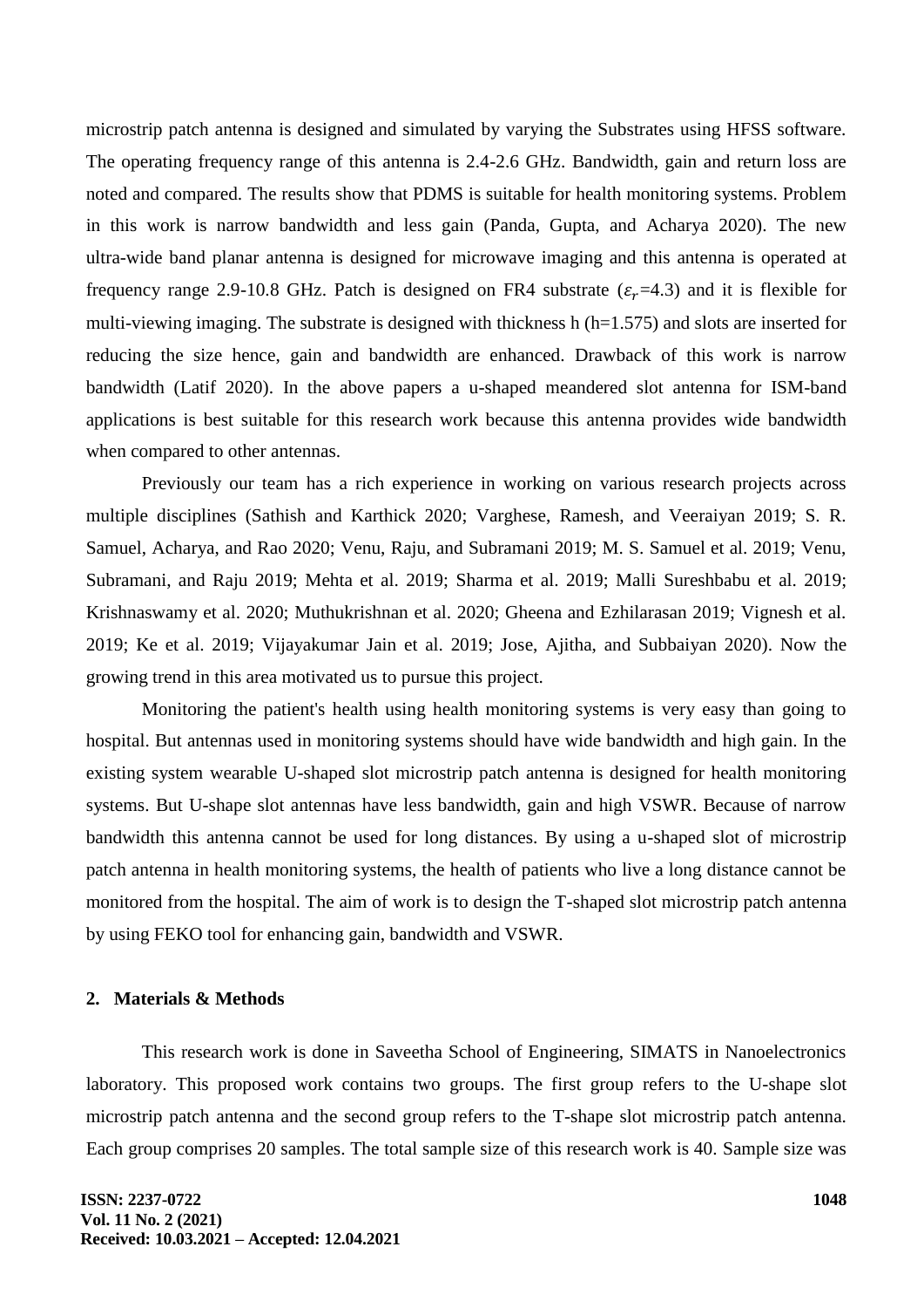microstrip patch antenna is designed and simulated by varying the Substrates using HFSS software. The operating frequency range of this antenna is 2.4-2.6 GHz. Bandwidth, gain and return loss are noted and compared. The results show that PDMS is suitable for health monitoring systems. Problem in this work is narrow bandwidth and less gain (Panda, Gupta, and Acharya 2020). The new ultra-wide band planar antenna is designed for microwave imaging and this antenna is operated at frequency range 2.9-10.8 GHz. Patch is designed on FR4 substrate ($\varepsilon_r$=4.3) and it is flexible for multi-viewing imaging. The substrate is designed with thickness h (h=1.575) and slots are inserted for reducing the size hence, gain and bandwidth are enhanced. Drawback of this work is narrow bandwidth (Latif 2020). In the above papers a u-shaped meandered slot antenna for ISM-band applications is best suitable for this research work because this antenna provides wide bandwidth when compared to other antennas.

Previously our team has a rich experience in working on various research projects across multiple disciplines (Sathish and Karthick 2020; Varghese, Ramesh, and Veeraiyan 2019; S. R. Samuel, Acharya, and Rao 2020; Venu, Raju, and Subramani 2019; M. S. Samuel et al. 2019; Venu, Subramani, and Raju 2019; Mehta et al. 2019; Sharma et al. 2019; Malli Sureshbabu et al. 2019; Krishnaswamy et al. 2020; Muthukrishnan et al. 2020; Gheena and Ezhilarasan 2019; Vignesh et al. 2019; Ke et al. 2019; Vijayakumar Jain et al. 2019; Jose, Ajitha, and Subbaiyan 2020). Now the growing trend in this area motivated us to pursue this project.

Monitoring the patient's health using health monitoring systems is very easy than going to hospital. But antennas used in monitoring systems should have wide bandwidth and high gain. In the existing system wearable U-shaped slot microstrip patch antenna is designed for health monitoring systems. But U-shape slot antennas have less bandwidth, gain and high VSWR. Because of narrow bandwidth this antenna cannot be used for long distances. By using a u-shaped slot of microstrip patch antenna in health monitoring systems, the health of patients who live a long distance cannot be monitored from the hospital. The aim of work is to design the T-shaped slot microstrip patch antenna by using FEKO tool for enhancing gain, bandwidth and VSWR.

## 2. Materials & Methods

This research work is done in Saveetha School of Engineering, SIMATS in Nanoelectronics laboratory. This proposed work contains two groups. The first group refers to the U-shape slot microstrip patch antenna and the second group refers to the T-shape slot microstrip patch antenna. Each group comprises 20 samples. The total sample size of this research work is 40. Sample size was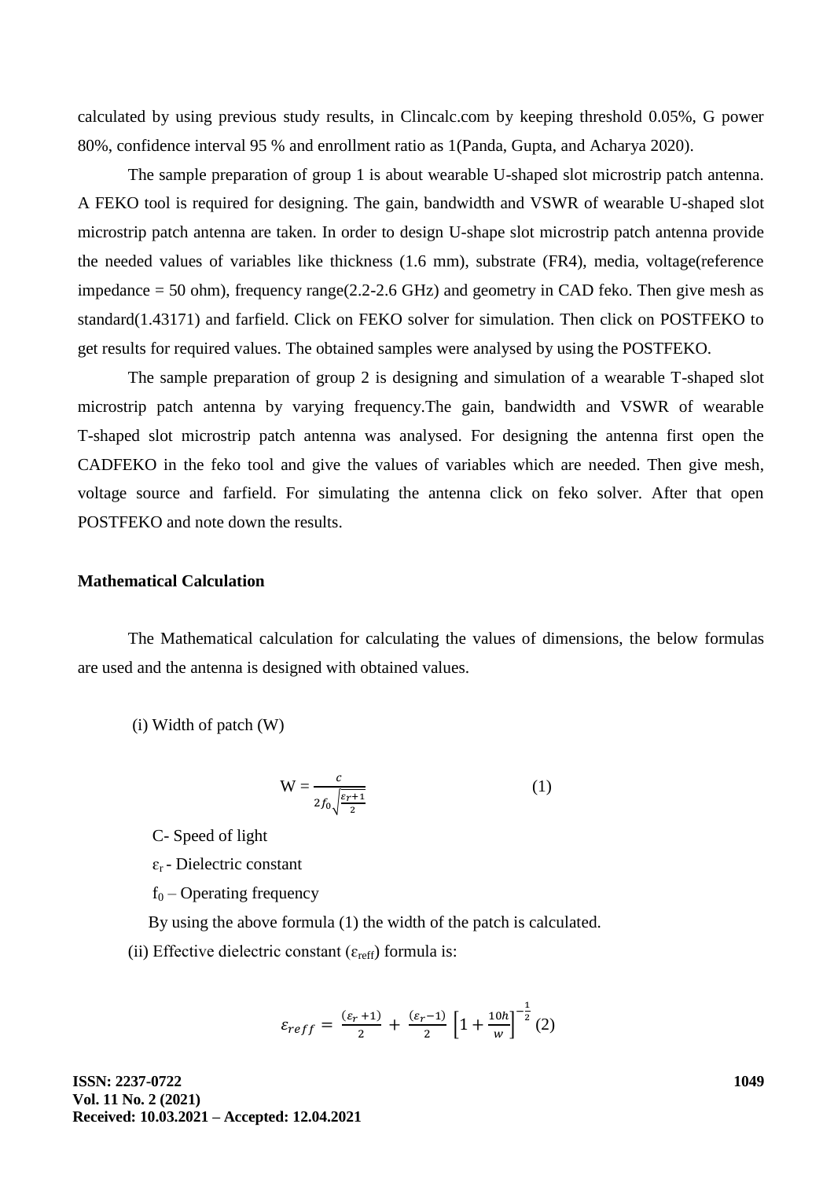calculated by using previous study results, in Clincalc.com by keeping threshold 0.05%, G power 80%, confidence interval 95 % and enrollment ratio as 1(Panda, Gupta, and Acharya 2020).

The sample preparation of group 1 is about wearable U-shaped slot microstrip patch antenna. A FEKO tool is required for designing. The gain, bandwidth and VSWR of wearable U-shaped slot microstrip patch antenna are taken. In order to design U-shape slot microstrip patch antenna provide the needed values of variables like thickness (1.6 mm), substrate (FR4), media, voltage(reference impedance = 50 ohm), frequency range(2.2-2.6 GHz) and geometry in CAD feko. Then give mesh as standard(1.43171) and farfield. Click on FEKO solver for simulation. Then click on POSTFEKO to get results for required values. The obtained samples were analysed by using the POSTFEKO.

The sample preparation of group 2 is designing and simulation of a wearable T-shaped slot microstrip patch antenna by varying frequency.The gain, bandwidth and VSWR of wearable T-shaped slot microstrip patch antenna was analysed. For designing the antenna first open the CADFEKO in the feko tool and give the values of variables which are needed. Then give mesh, voltage source and farfield. For simulating the antenna click on feko solver. After that open POSTFEKO and note down the results.

**Mathematical Calculation**

The Mathematical calculation for calculating the values of dimensions, the below formulas are used and the antenna is designed with obtained values.

(i) Width of patch (W)

$$W = \frac{c}{2f_0\sqrt{\frac{\varepsilon_r+1}{2}}} \quad (1)$$

C- Speed of light

$\varepsilon_r$ - Dielectric constant

$f_0$ – Operating frequency

By using the above formula (1) the width of the patch is calculated.

(ii) Effective dielectric constant ($\varepsilon_{reff}$) formula is:

$$\varepsilon_{reff} = \frac{(\varepsilon_r+1)}{2} + \frac{(\varepsilon_r-1)}{2}\left[1+\frac{10h}{w}\right]^{-\frac{1}{2}} \quad (2)$$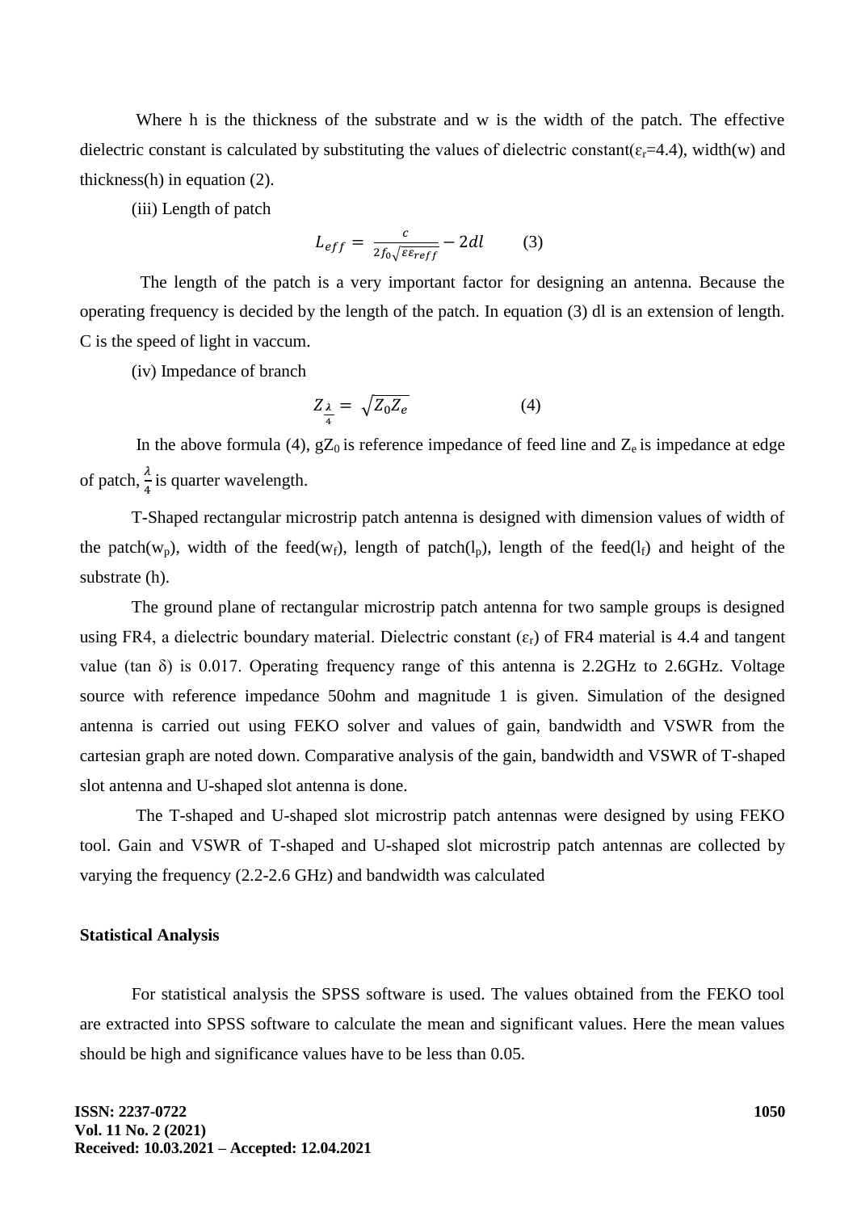Where h is the thickness of the substrate and w is the width of the patch. The effective dielectric constant is calculated by substituting the values of dielectric constant($\varepsilon_r$=4.4), width(w) and thickness(h) in equation (2).

(iii) Length of patch

$$L_{eff} = \frac{c}{2f_0\sqrt{\varepsilon\varepsilon_{reff}}} - 2dl \qquad (3)$$

The length of the patch is a very important factor for designing an antenna. Because the operating frequency is decided by the length of the patch. In equation (3) dl is an extension of length. C is the speed of light in vaccum.

(iv) Impedance of branch

$$Z_{\frac{\lambda}{4}} = \sqrt{Z_0 Z_e} \qquad (4)$$

In the above formula (4), $gZ_0$ is reference impedance of feed line and $Z_e$ is impedance at edge of patch, $\frac{\lambda}{4}$ is quarter wavelength.

T-Shaped rectangular microstrip patch antenna is designed with dimension values of width of the patch($w_p$), width of the feed($w_f$), length of patch($l_p$), length of the feed($l_f$) and height of the substrate (h).

The ground plane of rectangular microstrip patch antenna for two sample groups is designed using FR4, a dielectric boundary material. Dielectric constant ($\varepsilon_r$) of FR4 material is 4.4 and tangent value (tan $\delta$) is 0.017. Operating frequency range of this antenna is 2.2GHz to 2.6GHz. Voltage source with reference impedance 50ohm and magnitude 1 is given. Simulation of the designed antenna is carried out using FEKO solver and values of gain, bandwidth and VSWR from the cartesian graph are noted down. Comparative analysis of the gain, bandwidth and VSWR of T-shaped slot antenna and U-shaped slot antenna is done.

The T-shaped and U-shaped slot microstrip patch antennas were designed by using FEKO tool. Gain and VSWR of T-shaped and U-shaped slot microstrip patch antennas are collected by varying the frequency (2.2-2.6 GHz) and bandwidth was calculated

**Statistical Analysis**

For statistical analysis the SPSS software is used. The values obtained from the FEKO tool are extracted into SPSS software to calculate the mean and significant values. Here the mean values should be high and significance values have to be less than 0.05.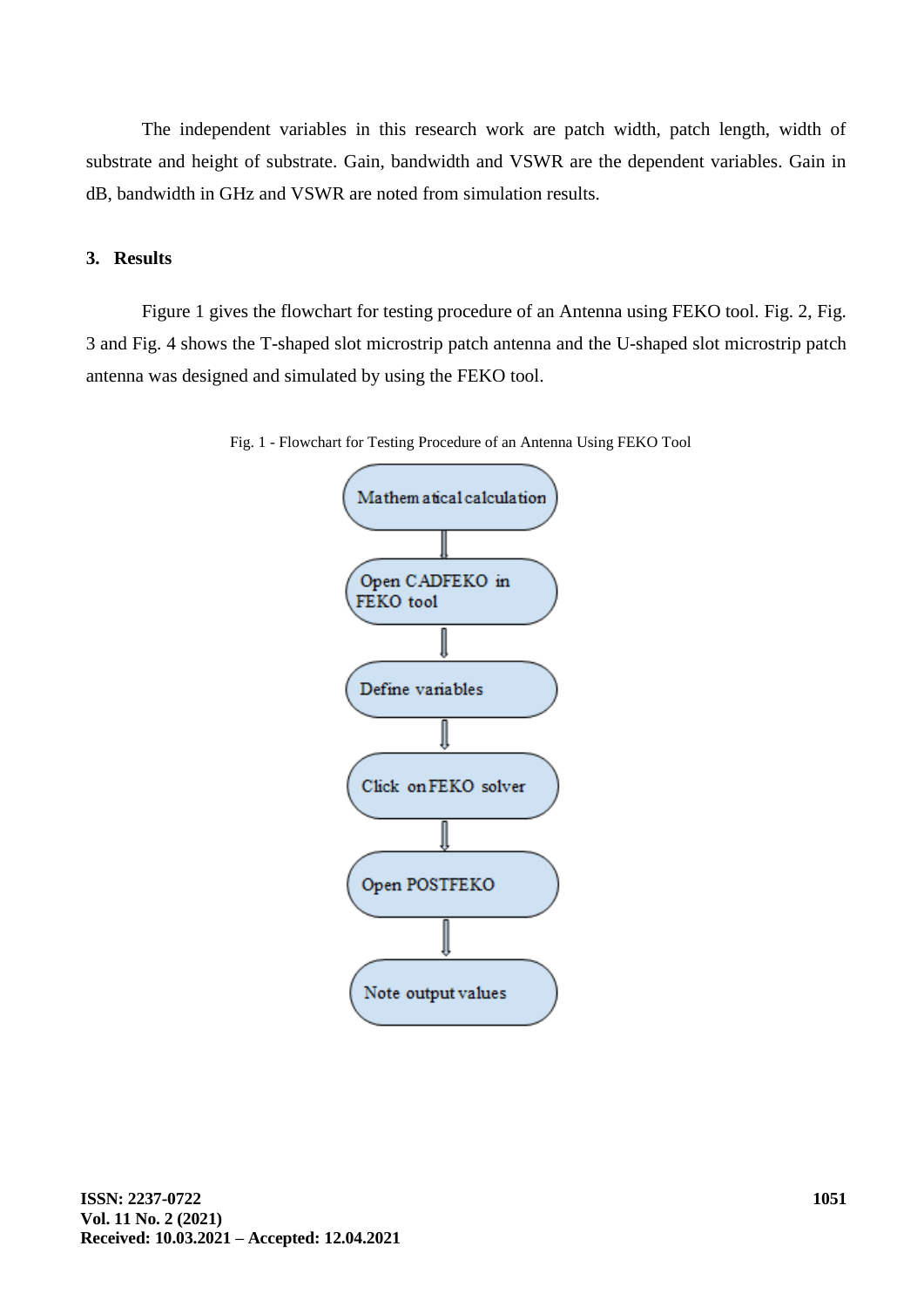The independent variables in this research work are patch width, patch length, width of substrate and height of substrate. Gain, bandwidth and VSWR are the dependent variables. Gain in dB, bandwidth in GHz and VSWR are noted from simulation results.

## 3. Results

Figure 1 gives the flowchart for testing procedure of an Antenna using FEKO tool. Fig. 2, Fig. 3 and Fig. 4 shows the T-shaped slot microstrip patch antenna and the U-shaped slot microstrip patch antenna was designed and simulated by using the FEKO tool.

Fig. 1 - Flowchart for Testing Procedure of an Antenna Using FEKO Tool

Mathematical calculation

↓

Open CADFEKO in FEKO tool

↓

Define variables

↓

Click on FEKO solver

↓

Open POSTFEKO

↓

Note output values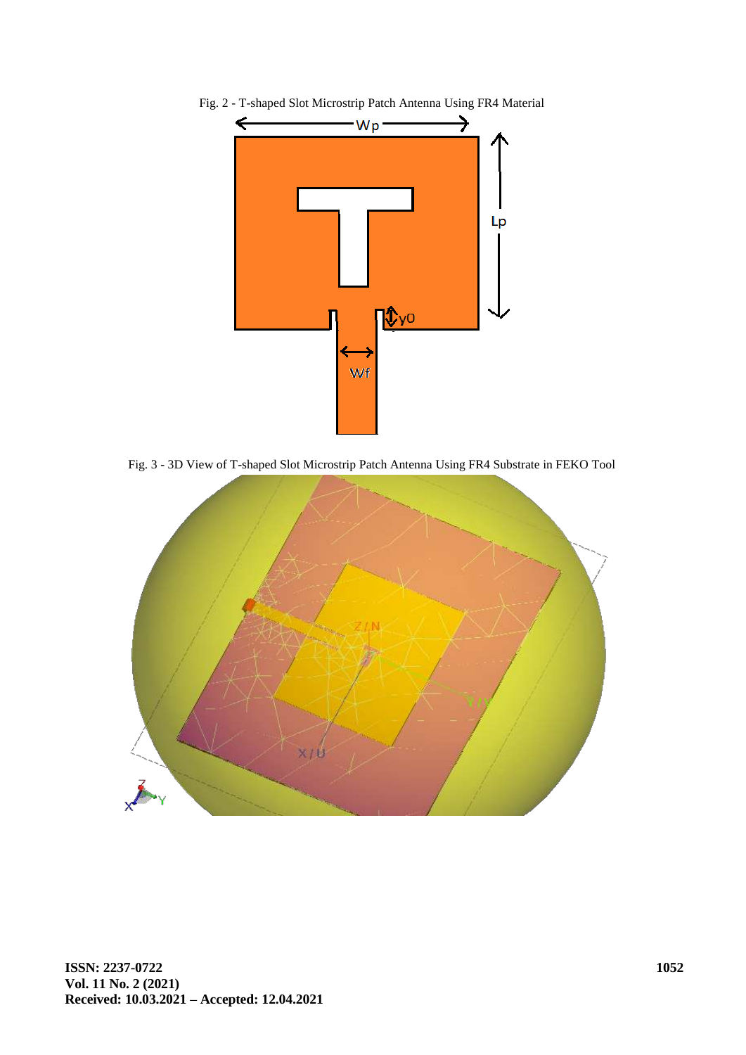Fig. 2 - T-shaped Slot Microstrip Patch Antenna Using FR4 Material

Fig. 3 - 3D View of T-shaped Slot Microstrip Patch Antenna Using FR4 Substrate in FEKO Tool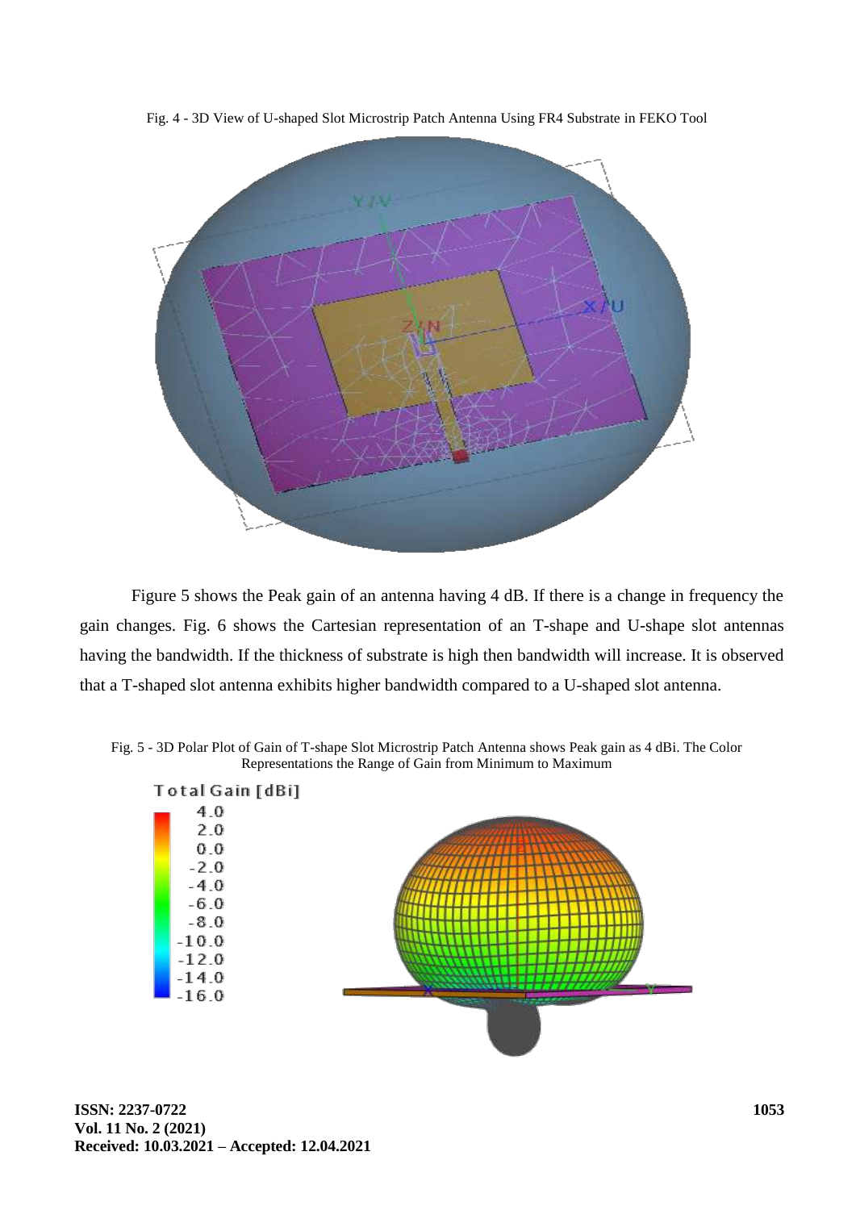Fig. 4 - 3D View of U-shaped Slot Microstrip Patch Antenna Using FR4 Substrate in FEKO Tool

Figure 5 shows the Peak gain of an antenna having 4 dB. If there is a change in frequency the gain changes. Fig. 6 shows the Cartesian representation of an T-shape and U-shape slot antennas having the bandwidth. If the thickness of substrate is high then bandwidth will increase. It is observed that a T-shaped slot antenna exhibits higher bandwidth compared to a U-shaped slot antenna.

Fig. 5 - 3D Polar Plot of Gain of T-shape Slot Microstrip Patch Antenna shows Peak gain as 4 dBi. The Color Representations the Range of Gain from Minimum to Maximum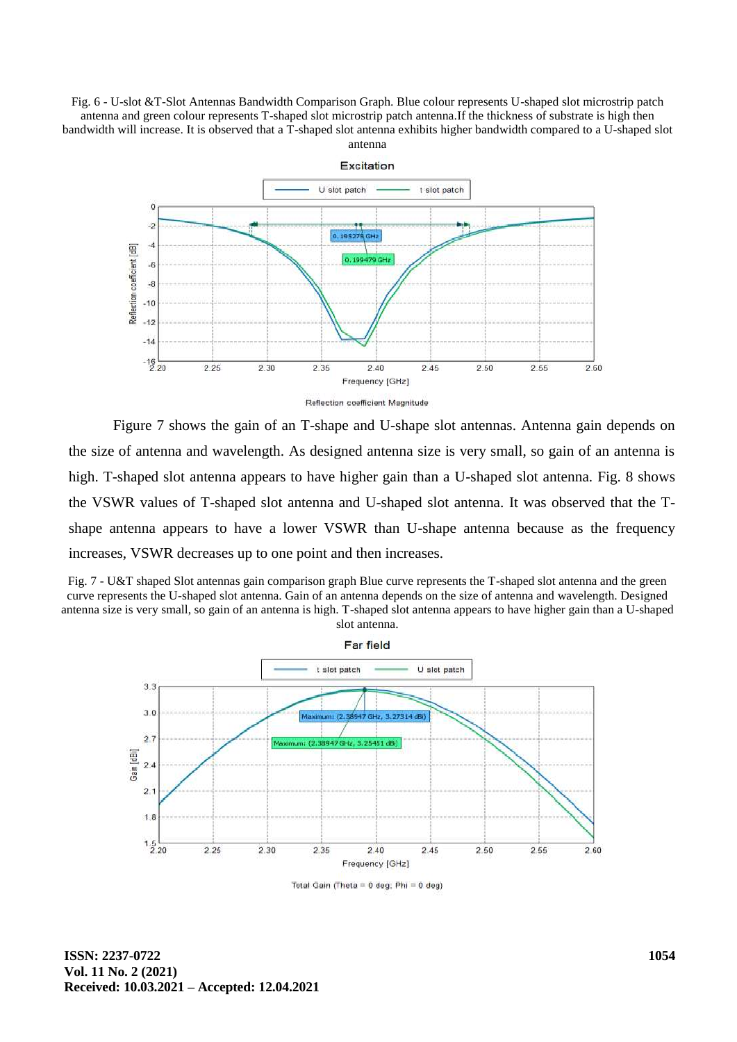Fig. 6 - U-slot &T-Slot Antennas Bandwidth Comparison Graph. Blue colour represents U-shaped slot microstrip patch antenna and green colour represents T-shaped slot microstrip patch antenna.If the thickness of substrate is high then bandwidth will increase. It is observed that a T-shaped slot antenna exhibits higher bandwidth compared to a U-shaped slot antenna

Figure 7 shows the gain of an T-shape and U-shape slot antennas. Antenna gain depends on the size of antenna and wavelength. As designed antenna size is very small, so gain of an antenna is high. T-shaped slot antenna appears to have higher gain than a U-shaped slot antenna. Fig. 8 shows the VSWR values of T-shaped slot antenna and U-shaped slot antenna. It was observed that the T-shape antenna appears to have a lower VSWR than U-shape antenna because as the frequency increases, VSWR decreases up to one point and then increases.

Fig. 7 - U&T shaped Slot antennas gain comparison graph Blue curve represents the T-shaped slot antenna and the green curve represents the U-shaped slot antenna. Gain of an antenna depends on the size of antenna and wavelength. Designed antenna size is very small, so gain of an antenna is high. T-shaped slot antenna appears to have higher gain than a U-shaped slot antenna.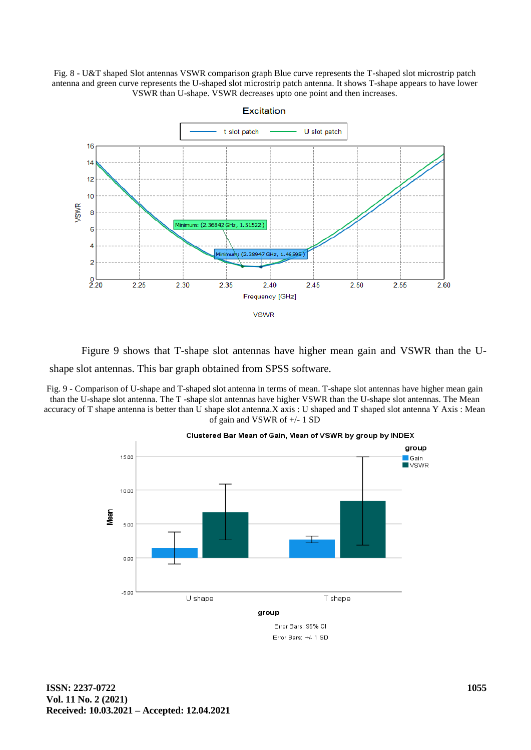Fig. 8 - U&T shaped Slot antennas VSWR comparison graph Blue curve represents the T-shaped slot microstrip patch antenna and green curve represents the U-shaped slot microstrip patch antenna. It shows T-shape appears to have lower VSWR than U-shape. VSWR decreases upto one point and then increases.

Figure 9 shows that T-shape slot antennas have higher mean gain and VSWR than the U-shape slot antennas. This bar graph obtained from SPSS software.

Fig. 9 - Comparison of U-shape and T-shaped slot antenna in terms of mean. T-shape slot antennas have higher mean gain than the U-shape slot antenna. The T -shape slot antennas have higher VSWR than the U-shape slot antennas. The Mean accuracy of T shape antenna is better than U shape slot antenna.X axis : U shaped and T shaped slot antenna Y Axis : Mean of gain and VSWR of +/- 1 SD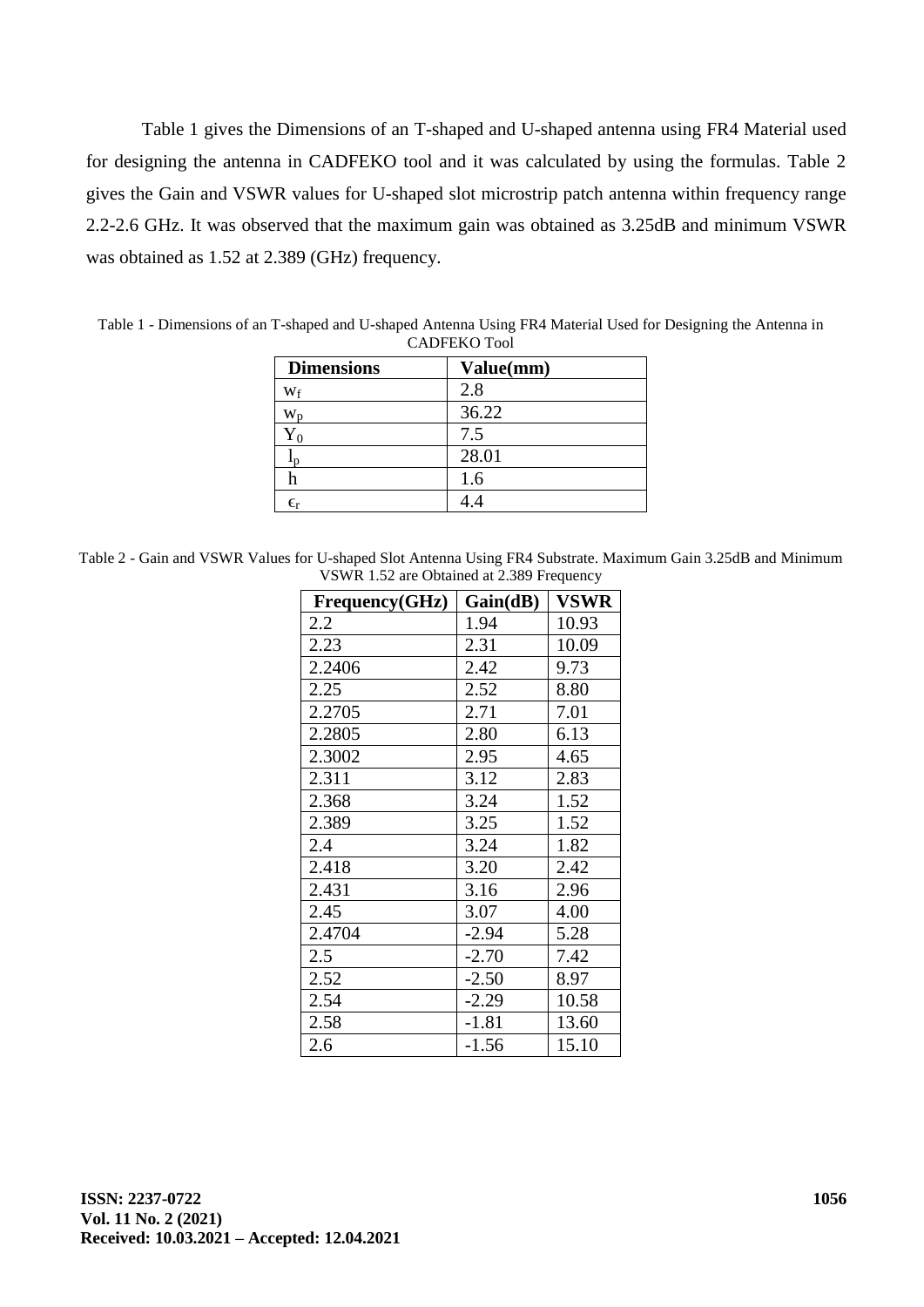Table 1 gives the Dimensions of an T-shaped and U-shaped antenna using FR4 Material used for designing the antenna in CADFEKO tool and it was calculated by using the formulas. Table 2 gives the Gain and VSWR values for U-shaped slot microstrip patch antenna within frequency range 2.2-2.6 GHz. It was observed that the maximum gain was obtained as 3.25dB and minimum VSWR was obtained as 1.52 at 2.389 (GHz) frequency.

Table 1 - Dimensions of an T-shaped and U-shaped Antenna Using FR4 Material Used for Designing the Antenna in CADFEKO Tool

| **Dimensions** | **Value(mm)** |
|---|---|
| $w_f$ | 2.8 |
| $w_p$ | 36.22 |
| $Y_0$ | 7.5 |
| $l_p$ | 28.01 |
| h | 1.6 |
| $\epsilon_r$ | 4.4 |

Table 2 - Gain and VSWR Values for U-shaped Slot Antenna Using FR4 Substrate. Maximum Gain 3.25dB and Minimum VSWR 1.52 are Obtained at 2.389 Frequency

| **Frequency(GHz)** | **Gain(dB)** | **VSWR** |
|---|---|---|
| 2.2 | 1.94 | 10.93 |
| 2.23 | 2.31 | 10.09 |
| 2.2406 | 2.42 | 9.73 |
| 2.25 | 2.52 | 8.80 |
| 2.2705 | 2.71 | 7.01 |
| 2.2805 | 2.80 | 6.13 |
| 2.3002 | 2.95 | 4.65 |
| 2.311 | 3.12 | 2.83 |
| 2.368 | 3.24 | 1.52 |
| 2.389 | 3.25 | 1.52 |
| 2.4 | 3.24 | 1.82 |
| 2.418 | 3.20 | 2.42 |
| 2.431 | 3.16 | 2.96 |
| 2.45 | 3.07 | 4.00 |
| 2.4704 | -2.94 | 5.28 |
| 2.5 | -2.70 | 7.42 |
| 2.52 | -2.50 | 8.97 |
| 2.54 | -2.29 | 10.58 |
| 2.58 | -1.81 | 13.60 |
| 2.6 | -1.56 | 15.10 |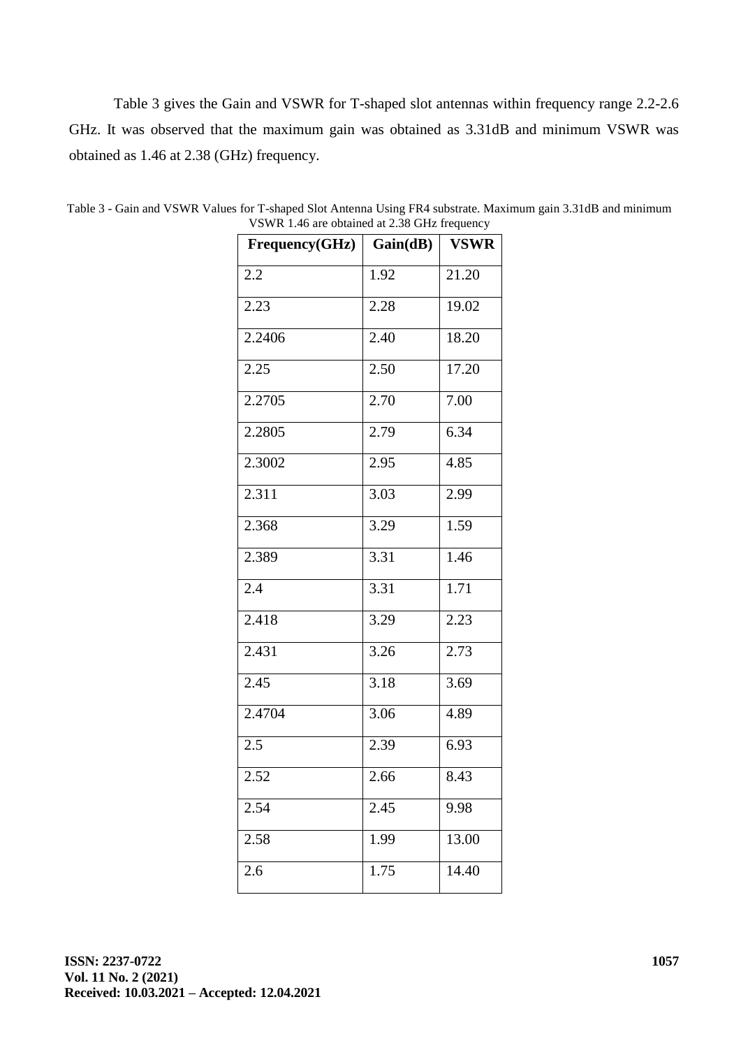Table 3 gives the Gain and VSWR for T-shaped slot antennas within frequency range 2.2-2.6 GHz. It was observed that the maximum gain was obtained as 3.31dB and minimum VSWR was obtained as 1.46 at 2.38 (GHz) frequency.

Table 3 - Gain and VSWR Values for T-shaped Slot Antenna Using FR4 substrate. Maximum gain 3.31dB and minimum VSWR 1.46 are obtained at 2.38 GHz frequency

| Frequency(GHz) | Gain(dB) | VSWR |
|---|---|---|
| 2.2 | 1.92 | 21.20 |
| 2.23 | 2.28 | 19.02 |
| 2.2406 | 2.40 | 18.20 |
| 2.25 | 2.50 | 17.20 |
| 2.2705 | 2.70 | 7.00 |
| 2.2805 | 2.79 | 6.34 |
| 2.3002 | 2.95 | 4.85 |
| 2.311 | 3.03 | 2.99 |
| 2.368 | 3.29 | 1.59 |
| 2.389 | 3.31 | 1.46 |
| 2.4 | 3.31 | 1.71 |
| 2.418 | 3.29 | 2.23 |
| 2.431 | 3.26 | 2.73 |
| 2.45 | 3.18 | 3.69 |
| 2.4704 | 3.06 | 4.89 |
| 2.5 | 2.39 | 6.93 |
| 2.52 | 2.66 | 8.43 |
| 2.54 | 2.45 | 9.98 |
| 2.58 | 1.99 | 13.00 |
| 2.6 | 1.75 | 14.40 |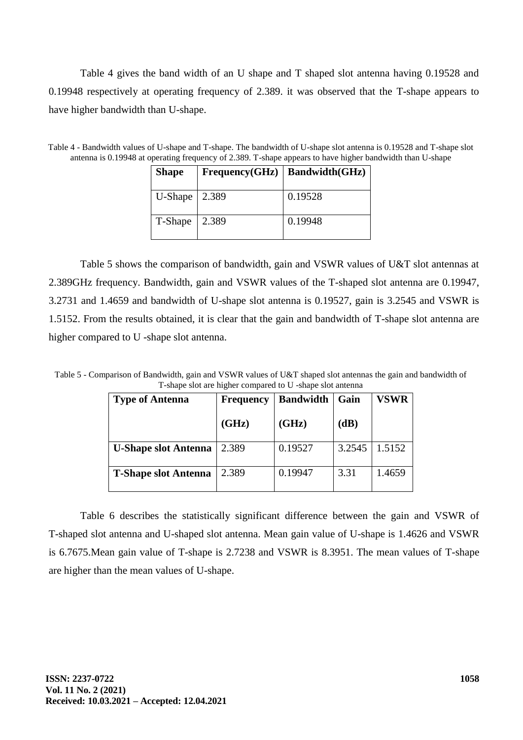Table 4 gives the band width of an U shape and T shaped slot antenna having 0.19528 and 0.19948 respectively at operating frequency of 2.389. it was observed that the T-shape appears to have higher bandwidth than U-shape.

Table 4 - Bandwidth values of U-shape and T-shape. The bandwidth of U-shape slot antenna is 0.19528 and T-shape slot antenna is 0.19948 at operating frequency of 2.389. T-shape appears to have higher bandwidth than U-shape

| Shape | Frequency(GHz) | Bandwidth(GHz) |
| --- | --- | --- |
| U-Shape | 2.389 | 0.19528 |
| T-Shape | 2.389 | 0.19948 |

Table 5 shows the comparison of bandwidth, gain and VSWR values of U&T slot antennas at 2.389GHz frequency. Bandwidth, gain and VSWR values of the T-shaped slot antenna are 0.19947, 3.2731 and 1.4659 and bandwidth of U-shape slot antenna is 0.19527, gain is 3.2545 and VSWR is 1.5152. From the results obtained, it is clear that the gain and bandwidth of T-shape slot antenna are higher compared to U -shape slot antenna.

Table 5 - Comparison of Bandwidth, gain and VSWR values of U&T shaped slot antennas the gain and bandwidth of T-shape slot are higher compared to U -shape slot antenna

| Type of Antenna | Frequency (GHz) | Bandwidth (GHz) | Gain (dB) | VSWR |
| --- | --- | --- | --- | --- |
| U-Shape slot Antenna | 2.389 | 0.19527 | 3.2545 | 1.5152 |
| T-Shape slot Antenna | 2.389 | 0.19947 | 3.31 | 1.4659 |

Table 6 describes the statistically significant difference between the gain and VSWR of T-shaped slot antenna and U-shaped slot antenna. Mean gain value of U-shape is 1.4626 and VSWR is 6.7675.Mean gain value of T-shape is 2.7238 and VSWR is 8.3951. The mean values of T-shape are higher than the mean values of U-shape.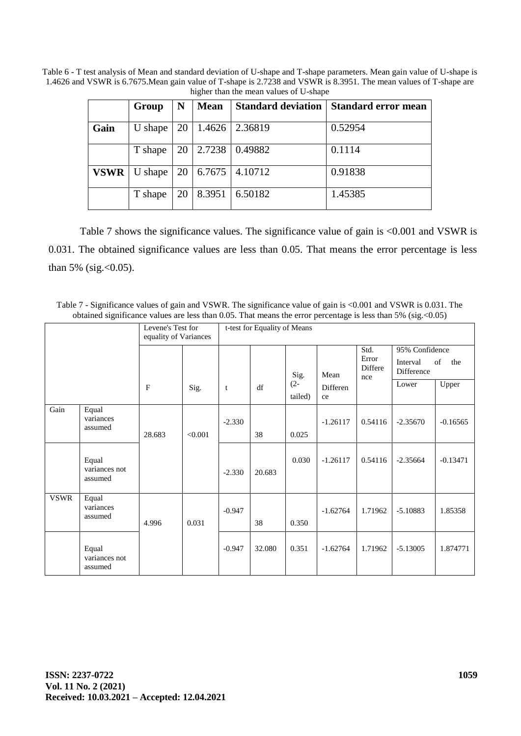Table 6 - T test analysis of Mean and standard deviation of U-shape and T-shape parameters. Mean gain value of U-shape is 1.4626 and VSWR is 6.7675.Mean gain value of T-shape is 2.7238 and VSWR is 8.3951. The mean values of T-shape are higher than the mean values of U-shape

| | Group | N | Mean | Standard deviation | Standard error mean |
|---|---|---|---|---|---|
| **Gain** | U shape | 20 | 1.4626 | 2.36819 | 0.52954 |
| | T shape | 20 | 2.7238 | 0.49882 | 0.1114 |
| **VSWR** | U shape | 20 | 6.7675 | 4.10712 | 0.91838 |
| | T shape | 20 | 8.3951 | 6.50182 | 1.45385 |

Table 7 shows the significance values. The significance value of gain is <0.001 and VSWR is 0.031. The obtained significance values are less than 0.05. That means the error percentage is less than 5% (sig.<0.05).

Table 7 - Significance values of gain and VSWR. The significance value of gain is <0.001 and VSWR is 0.031. The obtained significance values are less than 0.05. That means the error percentage is less than 5% (sig.<0.05)

| | | Levene's Test for equality of Variances | | t-test for Equality of Means | | | | | | |
|---|---|---|---|---|---|---|---|---|---|---|
| | | F | Sig. | t | df | Sig. (2-tailed) | Mean Difference | Std. Error Difference | 95% Confidence Interval of the Difference Lower | Upper |
| Gain | Equal variances assumed | 28.683 | <0.001 | -2.330 | 38 | 0.025 | -1.26117 | 0.54116 | -2.35670 | -0.16565 |
| | Equal variances not assumed | | | -2.330 | 20.683 | 0.030 | -1.26117 | 0.54116 | -2.35664 | -0.13471 |
| VSWR | Equal variances assumed | 4.996 | 0.031 | -0.947 | 38 | 0.350 | -1.62764 | 1.71962 | -5.10883 | 1.85358 |
| | Equal variances not assumed | | | -0.947 | 32.080 | 0.351 | -1.62764 | 1.71962 | -5.13005 | 1.874771 |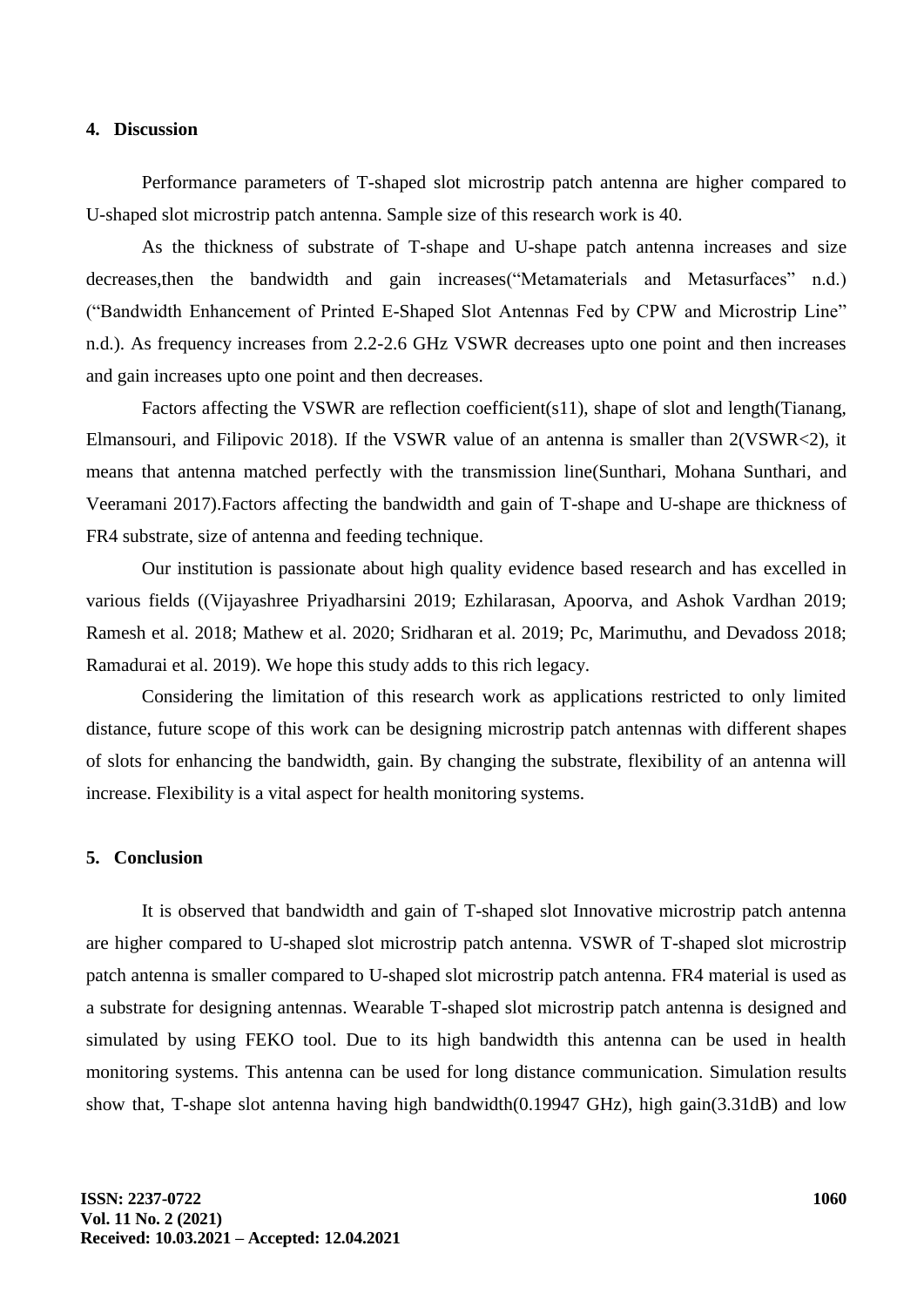## 4. Discussion

Performance parameters of T-shaped slot microstrip patch antenna are higher compared to U-shaped slot microstrip patch antenna. Sample size of this research work is 40.

As the thickness of substrate of T-shape and U-shape patch antenna increases and size decreases,then the bandwidth and gain increases("Metamaterials and Metasurfaces" n.d.) ("Bandwidth Enhancement of Printed E-Shaped Slot Antennas Fed by CPW and Microstrip Line" n.d.). As frequency increases from 2.2-2.6 GHz VSWR decreases upto one point and then increases and gain increases upto one point and then decreases.

Factors affecting the VSWR are reflection coefficient(s11), shape of slot and length(Tianang, Elmansouri, and Filipovic 2018). If the VSWR value of an antenna is smaller than 2(VSWR<2), it means that antenna matched perfectly with the transmission line(Sunthari, Mohana Sunthari, and Veeramani 2017).Factors affecting the bandwidth and gain of T-shape and U-shape are thickness of FR4 substrate, size of antenna and feeding technique.

Our institution is passionate about high quality evidence based research and has excelled in various fields ((Vijayashree Priyadharsini 2019; Ezhilarasan, Apoorva, and Ashok Vardhan 2019; Ramesh et al. 2018; Mathew et al. 2020; Sridharan et al. 2019; Pc, Marimuthu, and Devadoss 2018; Ramadurai et al. 2019). We hope this study adds to this rich legacy.

Considering the limitation of this research work as applications restricted to only limited distance, future scope of this work can be designing microstrip patch antennas with different shapes of slots for enhancing the bandwidth, gain. By changing the substrate, flexibility of an antenna will increase. Flexibility is a vital aspect for health monitoring systems.

## 5. Conclusion

It is observed that bandwidth and gain of T-shaped slot Innovative microstrip patch antenna are higher compared to U-shaped slot microstrip patch antenna. VSWR of T-shaped slot microstrip patch antenna is smaller compared to U-shaped slot microstrip patch antenna. FR4 material is used as a substrate for designing antennas. Wearable T-shaped slot microstrip patch antenna is designed and simulated by using FEKO tool. Due to its high bandwidth this antenna can be used in health monitoring systems. This antenna can be used for long distance communication. Simulation results show that, T-shape slot antenna having high bandwidth(0.19947 GHz), high gain(3.31dB) and low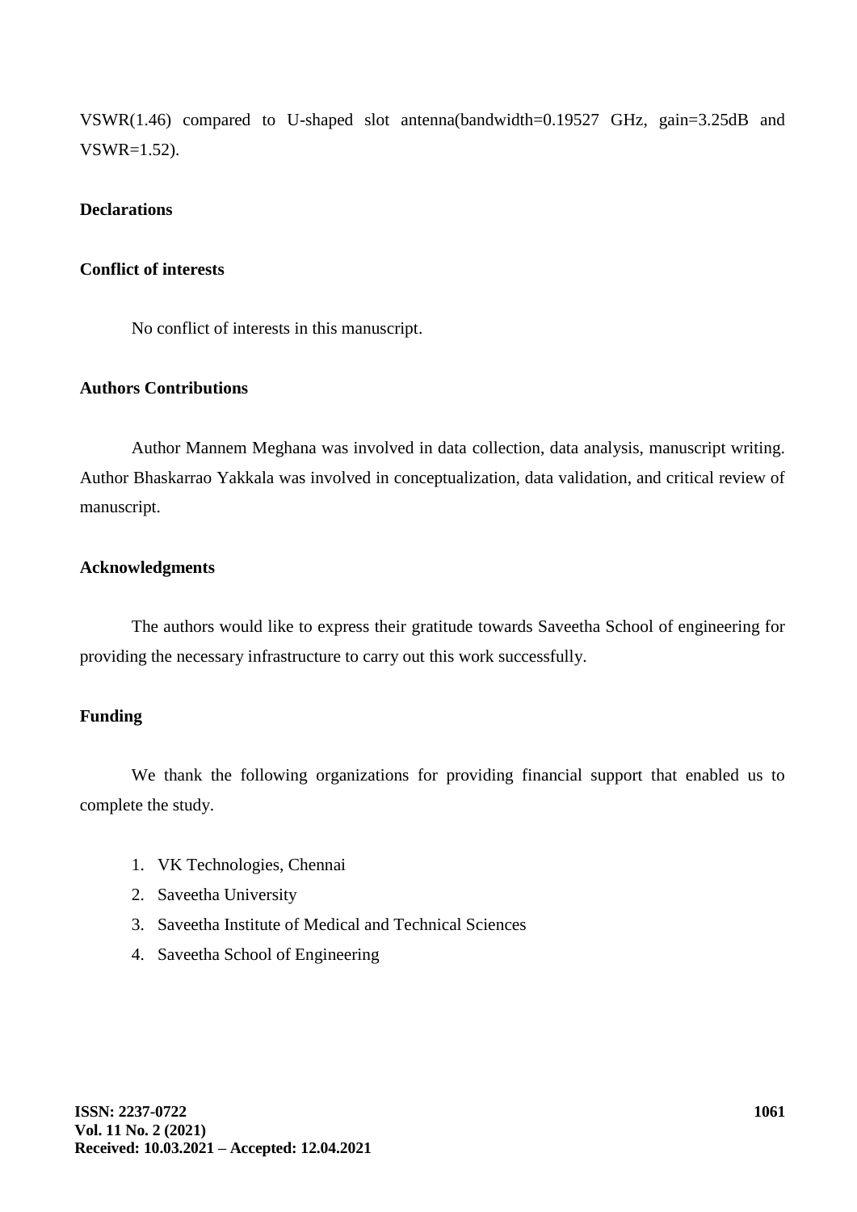VSWR(1.46) compared to U-shaped slot antenna(bandwidth=0.19527 GHz, gain=3.25dB and VSWR=1.52).

## Declarations

### Conflict of interests

No conflict of interests in this manuscript.

### Authors Contributions

Author Mannem Meghana was involved in data collection, data analysis, manuscript writing. Author Bhaskarrao Yakkala was involved in conceptualization, data validation, and critical review of manuscript.

### Acknowledgments

The authors would like to express their gratitude towards Saveetha School of engineering for providing the necessary infrastructure to carry out this work successfully.

### Funding

We thank the following organizations for providing financial support that enabled us to complete the study.

1. VK Technologies, Chennai
2. Saveetha University
3. Saveetha Institute of Medical and Technical Sciences
4. Saveetha School of Engineering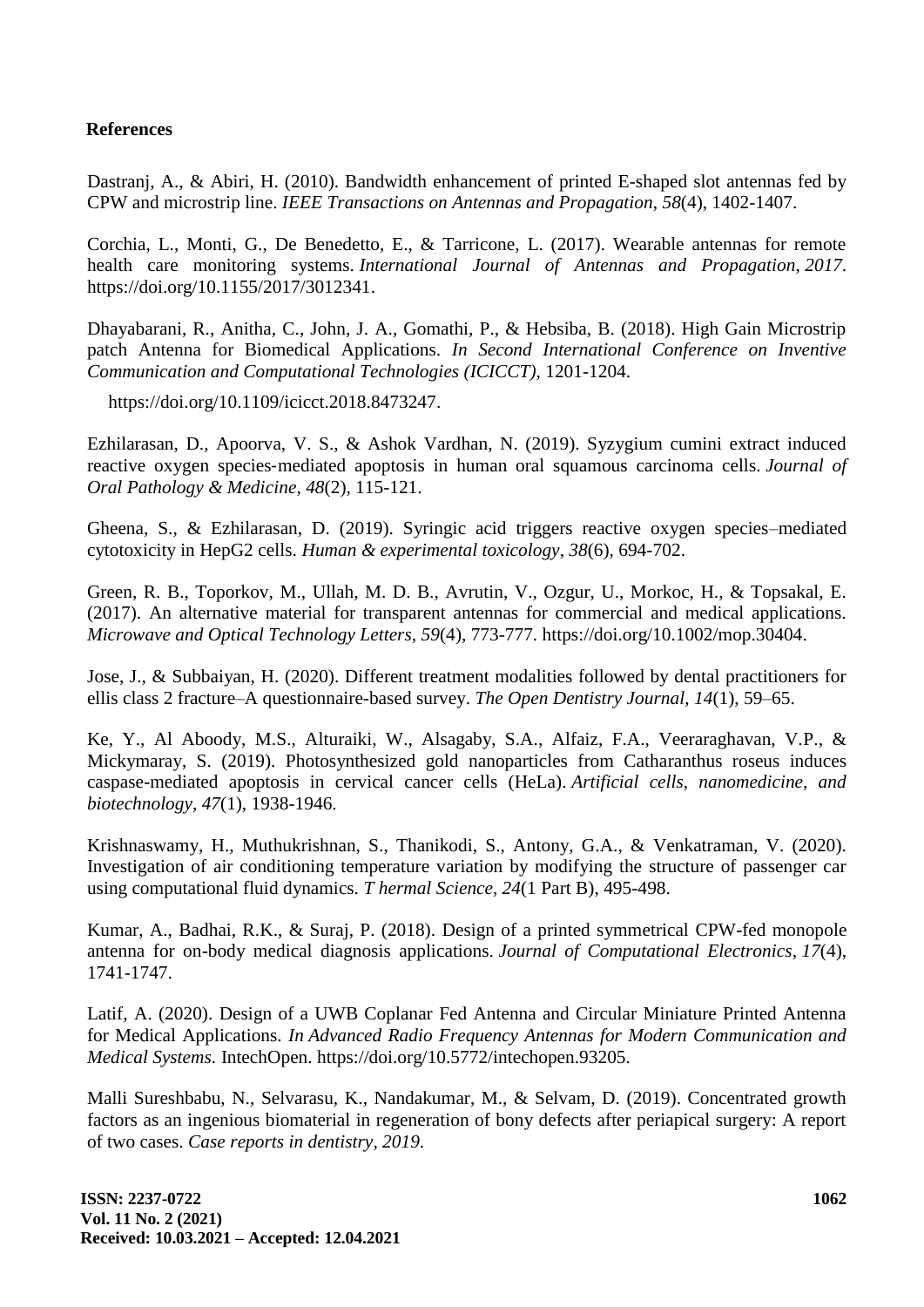## References

Dastranj, A., & Abiri, H. (2010). Bandwidth enhancement of printed E-shaped slot antennas fed by CPW and microstrip line. *IEEE Transactions on Antennas and Propagation*, *58*(4), 1402-1407.

Corchia, L., Monti, G., De Benedetto, E., & Tarricone, L. (2017). Wearable antennas for remote health care monitoring systems. *International Journal of Antennas and Propagation*, *2017*. https://doi.org/10.1155/2017/3012341.

Dhayabarani, R., Anitha, C., John, J. A., Gomathi, P., & Hebsiba, B. (2018). High Gain Microstrip patch Antenna for Biomedical Applications. *In Second International Conference on Inventive Communication and Computational Technologies (ICICCT)*, 1201-1204.

https://doi.org/10.1109/icicct.2018.8473247.

Ezhilarasan, D., Apoorva, V. S., & Ashok Vardhan, N. (2019). Syzygium cumini extract induced reactive oxygen species‐mediated apoptosis in human oral squamous carcinoma cells. *Journal of Oral Pathology & Medicine*, *48*(2), 115-121.

Gheena, S., & Ezhilarasan, D. (2019). Syringic acid triggers reactive oxygen species–mediated cytotoxicity in HepG2 cells. *Human & experimental toxicology*, *38*(6), 694-702.

Green, R. B., Toporkov, M., Ullah, M. D. B., Avrutin, V., Ozgur, U., Morkoc, H., & Topsakal, E. (2017). An alternative material for transparent antennas for commercial and medical applications. *Microwave and Optical Technology Letters*, *59*(4), 773-777. https://doi.org/10.1002/mop.30404.

Jose, J., & Subbaiyan, H. (2020). Different treatment modalities followed by dental practitioners for ellis class 2 fracture–A questionnaire-based survey. *The Open Dentistry Journal*, *14*(1), 59–65.

Ke, Y., Al Aboody, M.S., Alturaiki, W., Alsagaby, S.A., Alfaiz, F.A., Veeraraghavan, V.P., & Mickymaray, S. (2019). Photosynthesized gold nanoparticles from Catharanthus roseus induces caspase-mediated apoptosis in cervical cancer cells (HeLa). *Artificial cells, nanomedicine, and biotechnology*, *47*(1), 1938-1946.

Krishnaswamy, H., Muthukrishnan, S., Thanikodi, S., Antony, G.A., & Venkatraman, V. (2020). Investigation of air conditioning temperature variation by modifying the structure of passenger car using computational fluid dynamics. *T hermal Science*, *24*(1 Part B), 495-498.

Kumar, A., Badhai, R.K., & Suraj, P. (2018). Design of a printed symmetrical CPW-fed monopole antenna for on-body medical diagnosis applications. *Journal of Computational Electronics*, *17*(4), 1741-1747.

Latif, A. (2020). Design of a UWB Coplanar Fed Antenna and Circular Miniature Printed Antenna for Medical Applications. *In Advanced Radio Frequency Antennas for Modern Communication and Medical Systems*. IntechOpen. https://doi.org/10.5772/intechopen.93205.

Malli Sureshbabu, N., Selvarasu, K., Nandakumar, M., & Selvam, D. (2019). Concentrated growth factors as an ingenious biomaterial in regeneration of bony defects after periapical surgery: A report of two cases. *Case reports in dentistry*, *2019*.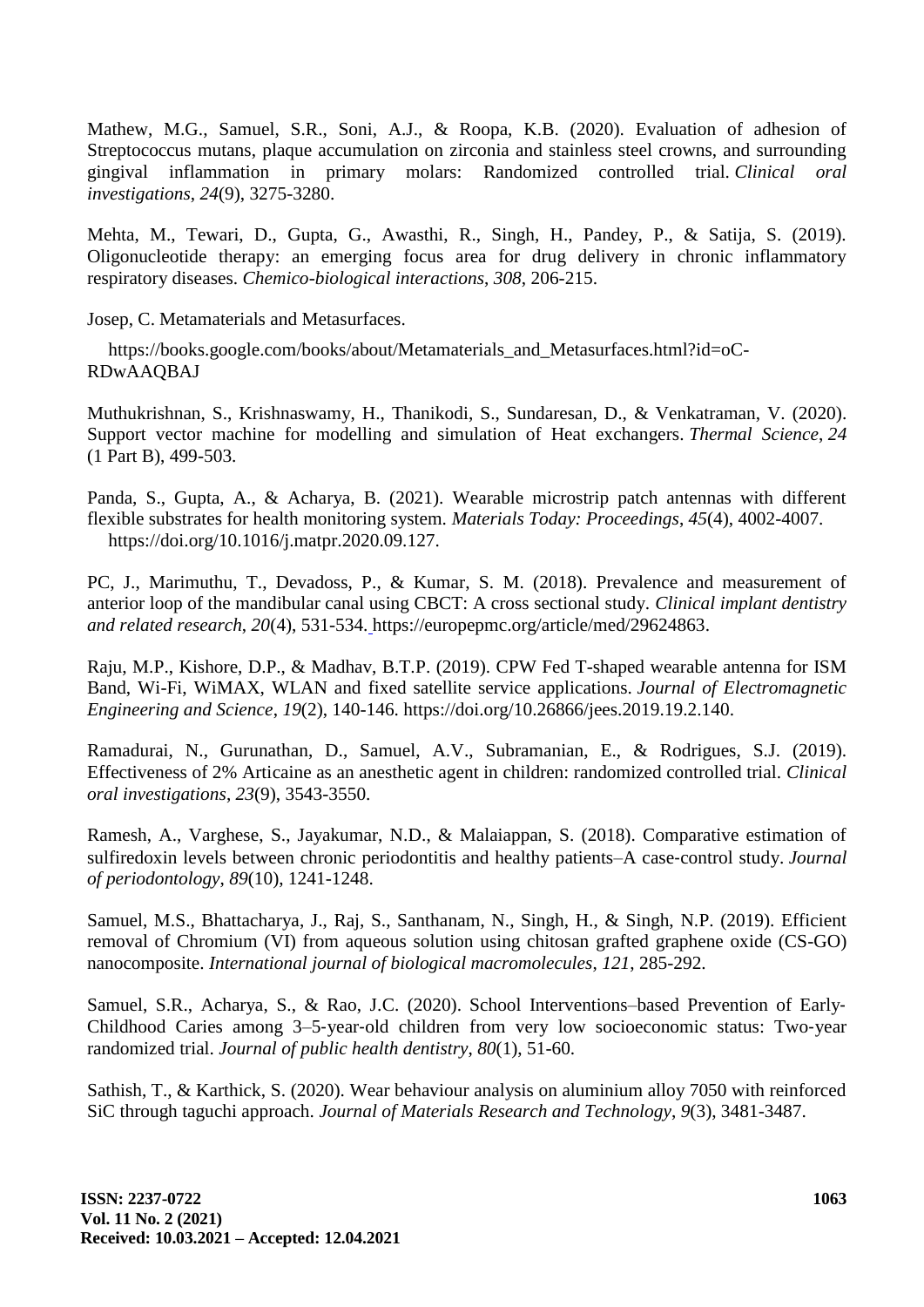Mathew, M.G., Samuel, S.R., Soni, A.J., & Roopa, K.B. (2020). Evaluation of adhesion of Streptococcus mutans, plaque accumulation on zirconia and stainless steel crowns, and surrounding gingival inflammation in primary molars: Randomized controlled trial. *Clinical oral investigations*, *24*(9), 3275-3280.

Mehta, M., Tewari, D., Gupta, G., Awasthi, R., Singh, H., Pandey, P., & Satija, S. (2019). Oligonucleotide therapy: an emerging focus area for drug delivery in chronic inflammatory respiratory diseases. *Chemico-biological interactions*, *308*, 206-215.

Josep, C. Metamaterials and Metasurfaces.

https://books.google.com/books/about/Metamaterials_and_Metasurfaces.html?id=oC-RDwAAQBAJ

Muthukrishnan, S., Krishnaswamy, H., Thanikodi, S., Sundaresan, D., & Venkatraman, V. (2020). Support vector machine for modelling and simulation of Heat exchangers. *Thermal Science*, *24* (1 Part B), 499-503.

Panda, S., Gupta, A., & Acharya, B. (2021). Wearable microstrip patch antennas with different flexible substrates for health monitoring system. *Materials Today: Proceedings*, *45*(4), 4002-4007. https://doi.org/10.1016/j.matpr.2020.09.127.

PC, J., Marimuthu, T., Devadoss, P., & Kumar, S. M. (2018). Prevalence and measurement of anterior loop of the mandibular canal using CBCT: A cross sectional study. *Clinical implant dentistry and related research*, *20*(4), 531-534. https://europepmc.org/article/med/29624863.

Raju, M.P., Kishore, D.P., & Madhav, B.T.P. (2019). CPW Fed T-shaped wearable antenna for ISM Band, Wi-Fi, WiMAX, WLAN and fixed satellite service applications. *Journal of Electromagnetic Engineering and Science*, *19*(2), 140-146. https://doi.org/10.26866/jees.2019.19.2.140.

Ramadurai, N., Gurunathan, D., Samuel, A.V., Subramanian, E., & Rodrigues, S.J. (2019). Effectiveness of 2% Articaine as an anesthetic agent in children: randomized controlled trial. *Clinical oral investigations*, *23*(9), 3543-3550.

Ramesh, A., Varghese, S., Jayakumar, N.D., & Malaiappan, S. (2018). Comparative estimation of sulfiredoxin levels between chronic periodontitis and healthy patients–A case-control study. *Journal of periodontology*, *89*(10), 1241-1248.

Samuel, M.S., Bhattacharya, J., Raj, S., Santhanam, N., Singh, H., & Singh, N.P. (2019). Efficient removal of Chromium (VI) from aqueous solution using chitosan grafted graphene oxide (CS-GO) nanocomposite. *International journal of biological macromolecules*, *121*, 285-292.

Samuel, S.R., Acharya, S., & Rao, J.C. (2020). School Interventions–based Prevention of Early-Childhood Caries among 3–5-year-old children from very low socioeconomic status: Two-year randomized trial. *Journal of public health dentistry*, *80*(1), 51-60.

Sathish, T., & Karthick, S. (2020). Wear behaviour analysis on aluminium alloy 7050 with reinforced SiC through taguchi approach. *Journal of Materials Research and Technology*, *9*(3), 3481-3487.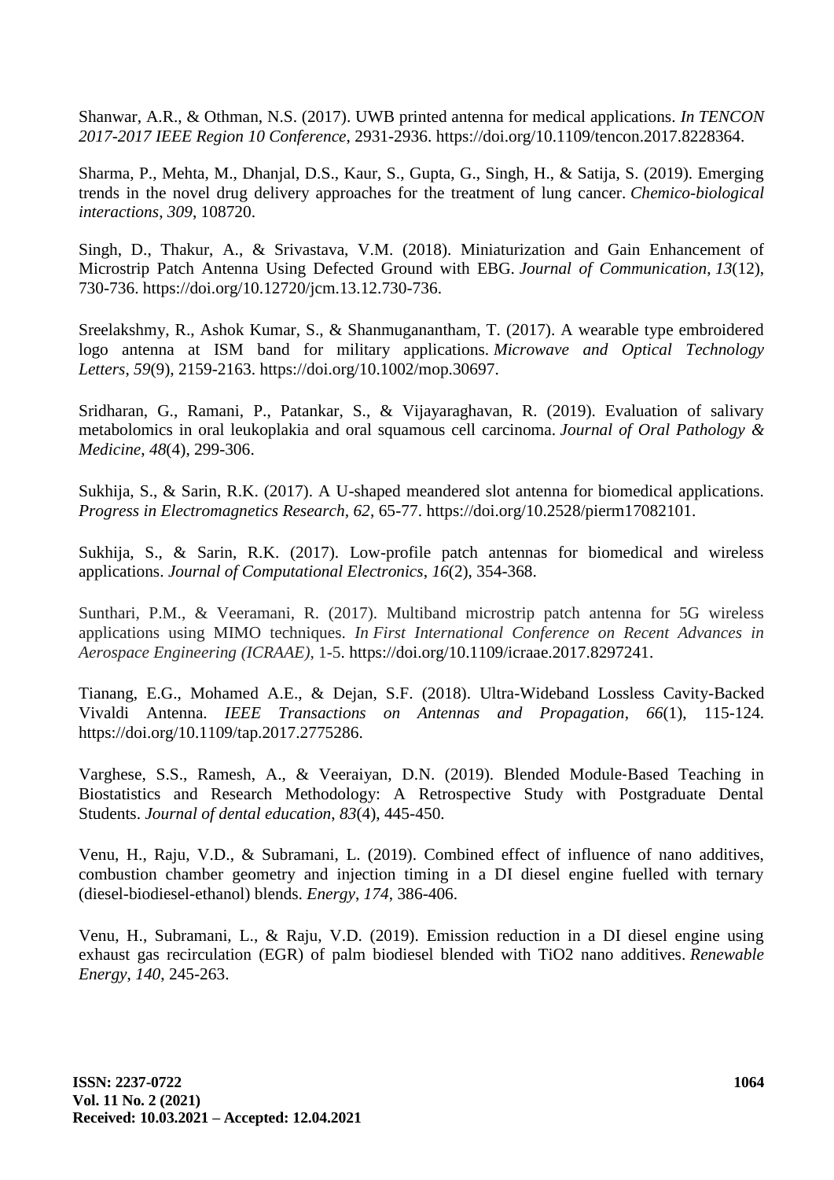Shanwar, A.R., & Othman, N.S. (2017). UWB printed antenna for medical applications. *In TENCON 2017-2017 IEEE Region 10 Conference*, 2931-2936. https://doi.org/10.1109/tencon.2017.8228364.

Sharma, P., Mehta, M., Dhanjal, D.S., Kaur, S., Gupta, G., Singh, H., & Satija, S. (2019). Emerging trends in the novel drug delivery approaches for the treatment of lung cancer. *Chemico-biological interactions*, *309*, 108720.

Singh, D., Thakur, A., & Srivastava, V.M. (2018). Miniaturization and Gain Enhancement of Microstrip Patch Antenna Using Defected Ground with EBG. *Journal of Communication*, *13*(12), 730-736. https://doi.org/10.12720/jcm.13.12.730-736.

Sreelakshmy, R., Ashok Kumar, S., & Shanmuganantham, T. (2017). A wearable type embroidered logo antenna at ISM band for military applications. *Microwave and Optical Technology Letters*, *59*(9), 2159-2163. https://doi.org/10.1002/mop.30697.

Sridharan, G., Ramani, P., Patankar, S., & Vijayaraghavan, R. (2019). Evaluation of salivary metabolomics in oral leukoplakia and oral squamous cell carcinoma. *Journal of Oral Pathology & Medicine*, *48*(4), 299-306.

Sukhija, S., & Sarin, R.K. (2017). A U-shaped meandered slot antenna for biomedical applications. *Progress in Electromagnetics Research*, *62*, 65-77. https://doi.org/10.2528/pierm17082101.

Sukhija, S., & Sarin, R.K. (2017). Low-profile patch antennas for biomedical and wireless applications. *Journal of Computational Electronics*, *16*(2), 354-368.

Sunthari, P.M., & Veeramani, R. (2017). Multiband microstrip patch antenna for 5G wireless applications using MIMO techniques. *In First International Conference on Recent Advances in Aerospace Engineering (ICRAAE)*, 1-5. https://doi.org/10.1109/icraae.2017.8297241.

Tianang, E.G., Mohamed A.E., & Dejan, S.F. (2018). Ultra-Wideband Lossless Cavity-Backed Vivaldi Antenna. *IEEE Transactions on Antennas and Propagation*, *66*(1), 115-124. https://doi.org/10.1109/tap.2017.2775286.

Varghese, S.S., Ramesh, A., & Veeraiyan, D.N. (2019). Blended Module-Based Teaching in Biostatistics and Research Methodology: A Retrospective Study with Postgraduate Dental Students. *Journal of dental education*, *83*(4), 445-450.

Venu, H., Raju, V.D., & Subramani, L. (2019). Combined effect of influence of nano additives, combustion chamber geometry and injection timing in a DI diesel engine fuelled with ternary (diesel-biodiesel-ethanol) blends. *Energy*, *174*, 386-406.

Venu, H., Subramani, L., & Raju, V.D. (2019). Emission reduction in a DI diesel engine using exhaust gas recirculation (EGR) of palm biodiesel blended with $TiO_2$ nano additives. *Renewable Energy*, *140*, 245-263.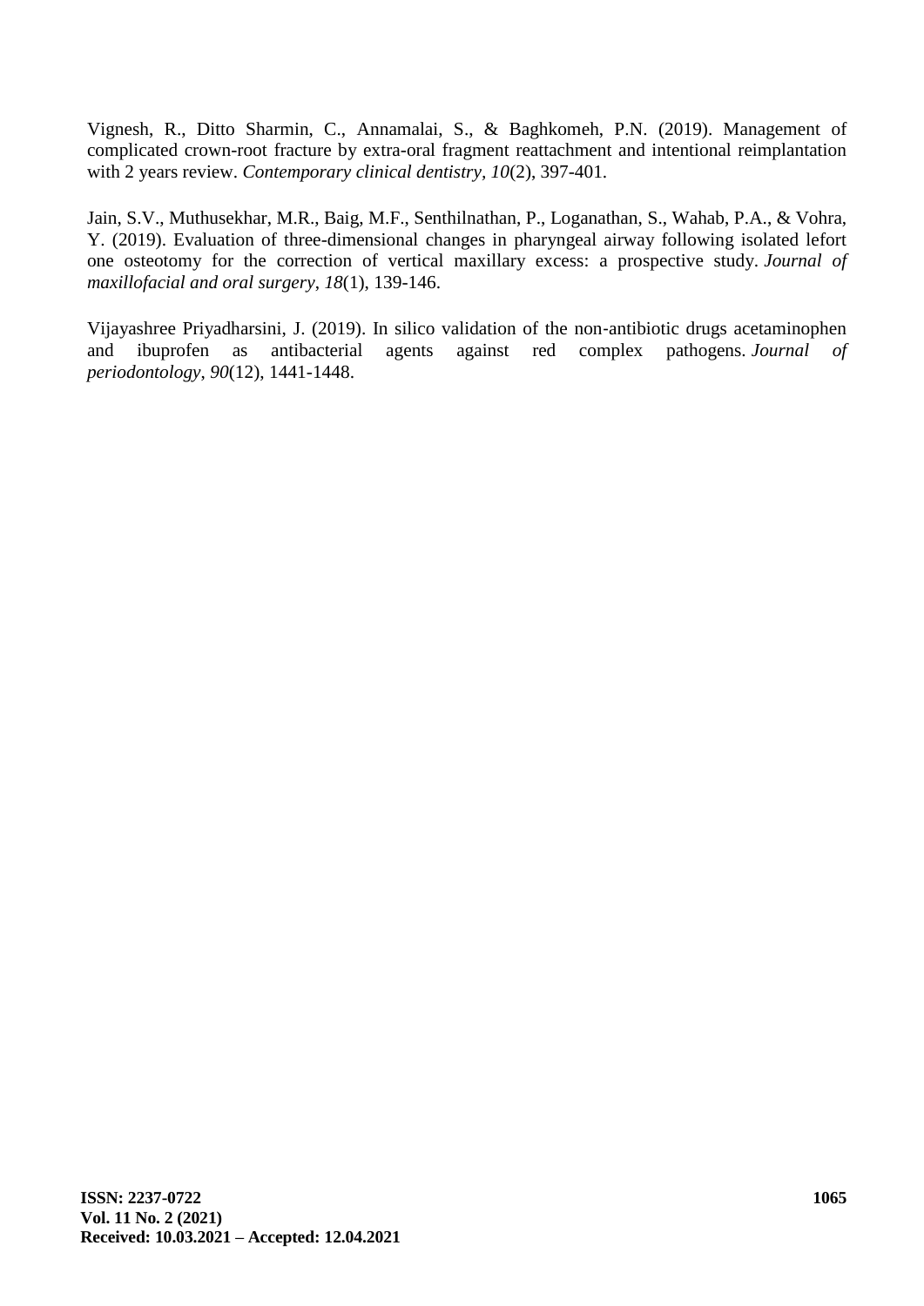Vignesh, R., Ditto Sharmin, C., Annamalai, S., & Baghkomeh, P.N. (2019). Management of complicated crown-root fracture by extra-oral fragment reattachment and intentional reimplantation with 2 years review. *Contemporary clinical dentistry*, *10*(2), 397-401.

Jain, S.V., Muthusekhar, M.R., Baig, M.F., Senthilnathan, P., Loganathan, S., Wahab, P.A., & Vohra, Y. (2019). Evaluation of three-dimensional changes in pharyngeal airway following isolated lefort one osteotomy for the correction of vertical maxillary excess: a prospective study. *Journal of maxillofacial and oral surgery*, *18*(1), 139-146.

Vijayashree Priyadharsini, J. (2019). In silico validation of the non‐antibiotic drugs acetaminophen and ibuprofen as antibacterial agents against red complex pathogens. *Journal of periodontology*, *90*(12), 1441-1448.